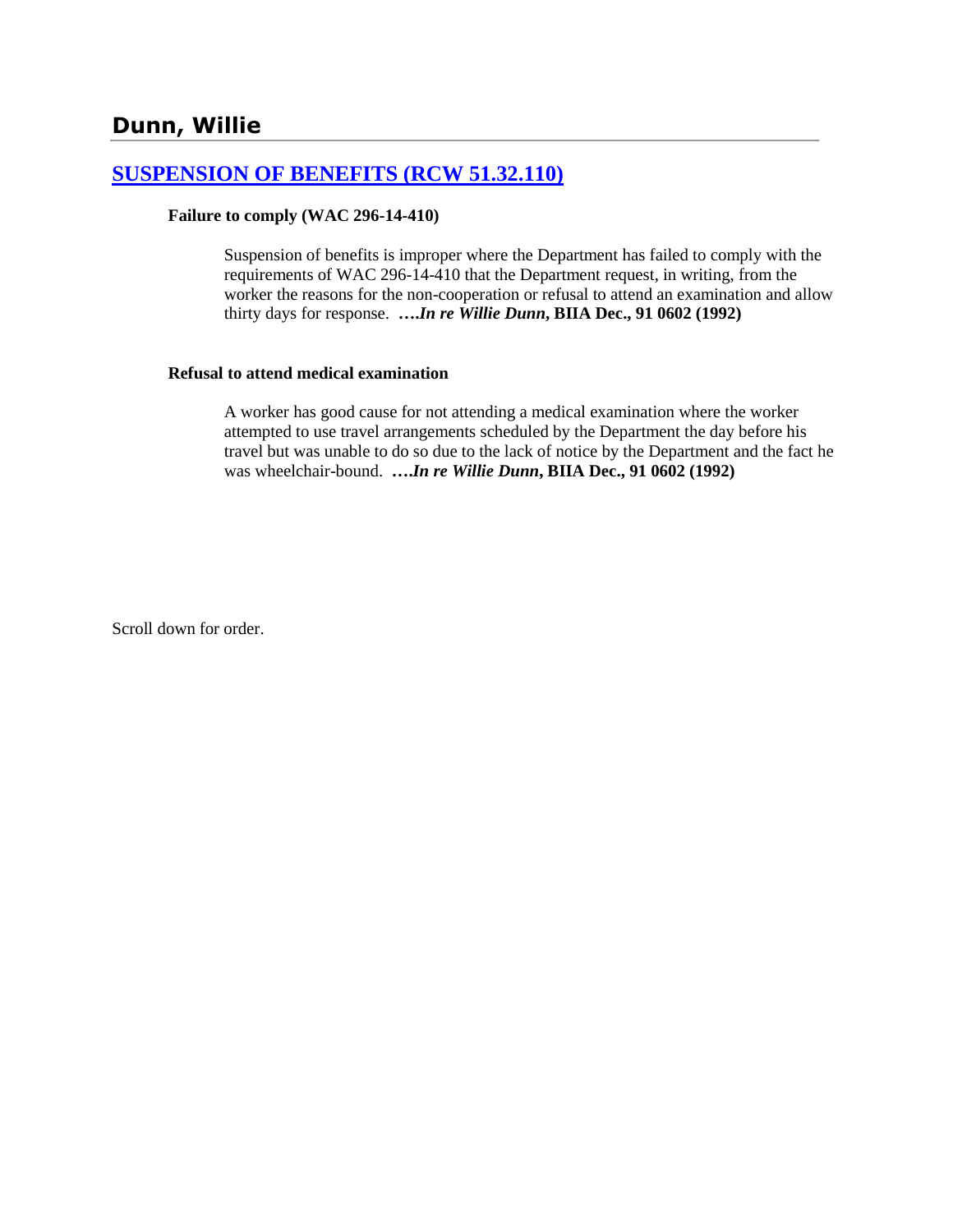## Dunn, Willie

### [SUSPENSION OF BENEFITS (RCW 51.32.110)]

**Failure to comply (WAC 296-14-410)**

Suspension of benefits is improper where the Department has failed to comply with the requirements of WAC 296-14-410 that the Department request, in writing, from the worker the reasons for the non-cooperation or refusal to attend an examination and allow thirty days for response. **….*In re Willie Dunn*, BIIA Dec., 91 0602 (1992)**

**Refusal to attend medical examination**

A worker has good cause for not attending a medical examination where the worker attempted to use travel arrangements scheduled by the Department the day before his travel but was unable to do so due to the lack of notice by the Department and the fact he was wheelchair-bound. **….*In re Willie Dunn*, BIIA Dec., 91 0602 (1992)**

Scroll down for order.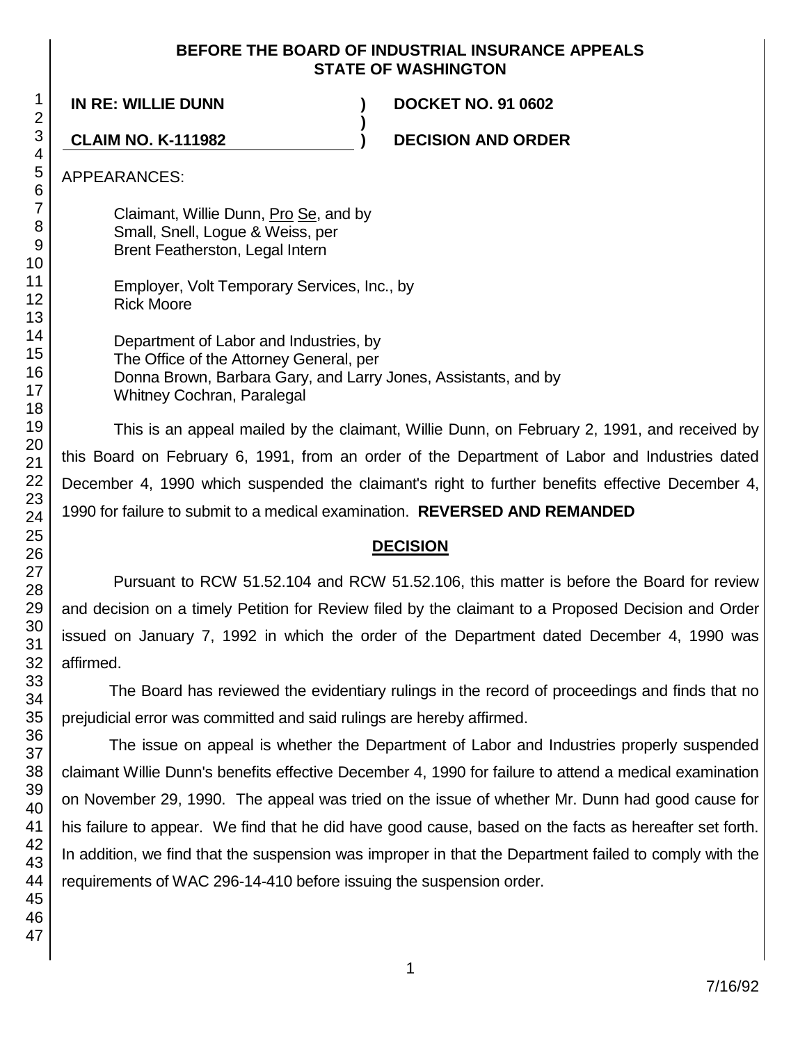**BEFORE THE BOARD OF INDUSTRIAL INSURANCE APPEALS**
**STATE OF WASHINGTON**

| | | |
|---|---|---|
| **IN RE: WILLIE DUNN** | **)** | **DOCKET NO. 91 0602** |
| | **)** | |
| **CLAIM NO. K-111982** | **)** | **DECISION AND ORDER** |

APPEARANCES:

Claimant, Willie Dunn, Pro Se, and by
Small, Snell, Logue & Weiss, per
Brent Featherston, Legal Intern

Employer, Volt Temporary Services, Inc., by
Rick Moore

Department of Labor and Industries, by
The Office of the Attorney General, per
Donna Brown, Barbara Gary, and Larry Jones, Assistants, and by
Whitney Cochran, Paralegal

This is an appeal mailed by the claimant, Willie Dunn, on February 2, 1991, and received by this Board on February 6, 1991, from an order of the Department of Labor and Industries dated December 4, 1990 which suspended the claimant's right to further benefits effective December 4, 1990 for failure to submit to a medical examination. **REVERSED AND REMANDED**

## DECISION

Pursuant to RCW 51.52.104 and RCW 51.52.106, this matter is before the Board for review and decision on a timely Petition for Review filed by the claimant to a Proposed Decision and Order issued on January 7, 1992 in which the order of the Department dated December 4, 1990 was affirmed.

The Board has reviewed the evidentiary rulings in the record of proceedings and finds that no prejudicial error was committed and said rulings are hereby affirmed.

The issue on appeal is whether the Department of Labor and Industries properly suspended claimant Willie Dunn's benefits effective December 4, 1990 for failure to attend a medical examination on November 29, 1990. The appeal was tried on the issue of whether Mr. Dunn had good cause for his failure to appear. We find that he did have good cause, based on the facts as hereafter set forth. In addition, we find that the suspension was improper in that the Department failed to comply with the requirements of WAC 296-14-410 before issuing the suspension order.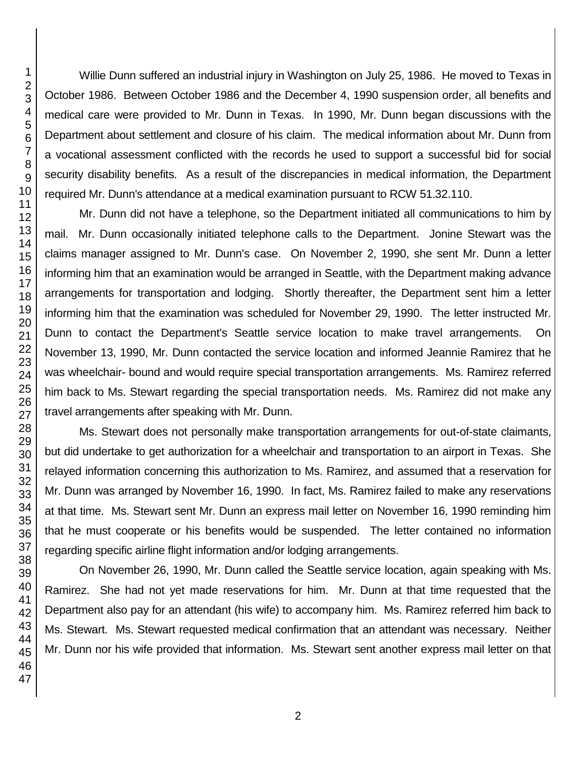Willie Dunn suffered an industrial injury in Washington on July 25, 1986. He moved to Texas in October 1986. Between October 1986 and the December 4, 1990 suspension order, all benefits and medical care were provided to Mr. Dunn in Texas. In 1990, Mr. Dunn began discussions with the Department about settlement and closure of his claim. The medical information about Mr. Dunn from a vocational assessment conflicted with the records he used to support a successful bid for social security disability benefits. As a result of the discrepancies in medical information, the Department required Mr. Dunn's attendance at a medical examination pursuant to RCW 51.32.110.

Mr. Dunn did not have a telephone, so the Department initiated all communications to him by mail. Mr. Dunn occasionally initiated telephone calls to the Department. Jonine Stewart was the claims manager assigned to Mr. Dunn's case. On November 2, 1990, she sent Mr. Dunn a letter informing him that an examination would be arranged in Seattle, with the Department making advance arrangements for transportation and lodging. Shortly thereafter, the Department sent him a letter informing him that the examination was scheduled for November 29, 1990. The letter instructed Mr. Dunn to contact the Department's Seattle service location to make travel arrangements. On November 13, 1990, Mr. Dunn contacted the service location and informed Jeannie Ramirez that he was wheelchair- bound and would require special transportation arrangements. Ms. Ramirez referred him back to Ms. Stewart regarding the special transportation needs. Ms. Ramirez did not make any travel arrangements after speaking with Mr. Dunn.

Ms. Stewart does not personally make transportation arrangements for out-of-state claimants, but did undertake to get authorization for a wheelchair and transportation to an airport in Texas. She relayed information concerning this authorization to Ms. Ramirez, and assumed that a reservation for Mr. Dunn was arranged by November 16, 1990. In fact, Ms. Ramirez failed to make any reservations at that time. Ms. Stewart sent Mr. Dunn an express mail letter on November 16, 1990 reminding him that he must cooperate or his benefits would be suspended. The letter contained no information regarding specific airline flight information and/or lodging arrangements.

On November 26, 1990, Mr. Dunn called the Seattle service location, again speaking with Ms. Ramirez. She had not yet made reservations for him. Mr. Dunn at that time requested that the Department also pay for an attendant (his wife) to accompany him. Ms. Ramirez referred him back to Ms. Stewart. Ms. Stewart requested medical confirmation that an attendant was necessary. Neither Mr. Dunn nor his wife provided that information. Ms. Stewart sent another express mail letter on that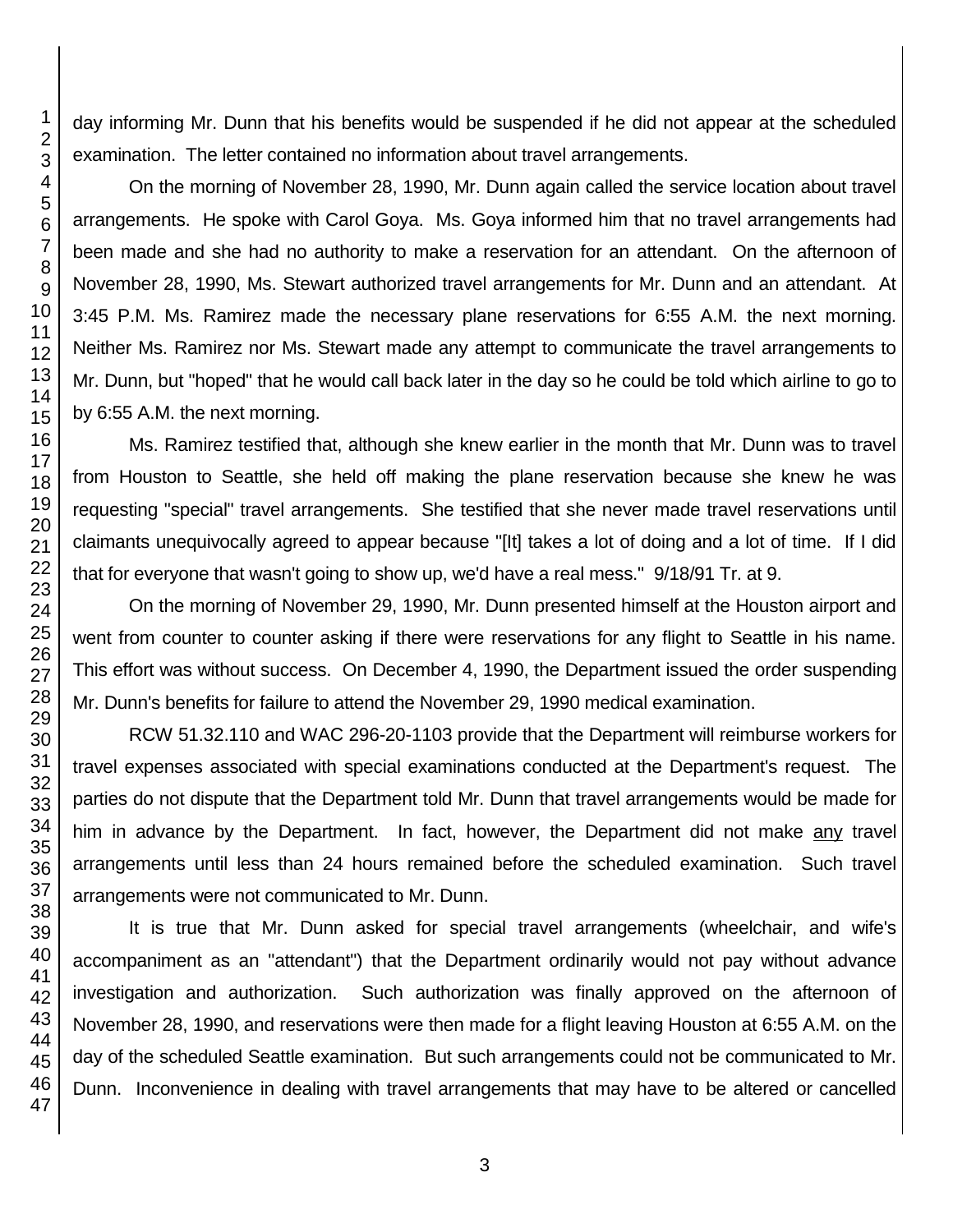day informing Mr. Dunn that his benefits would be suspended if he did not appear at the scheduled examination. The letter contained no information about travel arrangements.

On the morning of November 28, 1990, Mr. Dunn again called the service location about travel arrangements. He spoke with Carol Goya. Ms. Goya informed him that no travel arrangements had been made and she had no authority to make a reservation for an attendant. On the afternoon of November 28, 1990, Ms. Stewart authorized travel arrangements for Mr. Dunn and an attendant. At 3:45 P.M. Ms. Ramirez made the necessary plane reservations for 6:55 A.M. the next morning. Neither Ms. Ramirez nor Ms. Stewart made any attempt to communicate the travel arrangements to Mr. Dunn, but "hoped" that he would call back later in the day so he could be told which airline to go to by 6:55 A.M. the next morning.

Ms. Ramirez testified that, although she knew earlier in the month that Mr. Dunn was to travel from Houston to Seattle, she held off making the plane reservation because she knew he was requesting "special" travel arrangements. She testified that she never made travel reservations until claimants unequivocally agreed to appear because "[It] takes a lot of doing and a lot of time. If I did that for everyone that wasn't going to show up, we'd have a real mess." 9/18/91 Tr. at 9.

On the morning of November 29, 1990, Mr. Dunn presented himself at the Houston airport and went from counter to counter asking if there were reservations for any flight to Seattle in his name. This effort was without success. On December 4, 1990, the Department issued the order suspending Mr. Dunn's benefits for failure to attend the November 29, 1990 medical examination.

RCW 51.32.110 and WAC 296-20-1103 provide that the Department will reimburse workers for travel expenses associated with special examinations conducted at the Department's request. The parties do not dispute that the Department told Mr. Dunn that travel arrangements would be made for him in advance by the Department. In fact, however, the Department did not make <u>any</u> travel arrangements until less than 24 hours remained before the scheduled examination. Such travel arrangements were not communicated to Mr. Dunn.

It is true that Mr. Dunn asked for special travel arrangements (wheelchair, and wife's accompaniment as an "attendant") that the Department ordinarily would not pay without advance investigation and authorization. Such authorization was finally approved on the afternoon of November 28, 1990, and reservations were then made for a flight leaving Houston at 6:55 A.M. on the day of the scheduled Seattle examination. But such arrangements could not be communicated to Mr. Dunn. Inconvenience in dealing with travel arrangements that may have to be altered or cancelled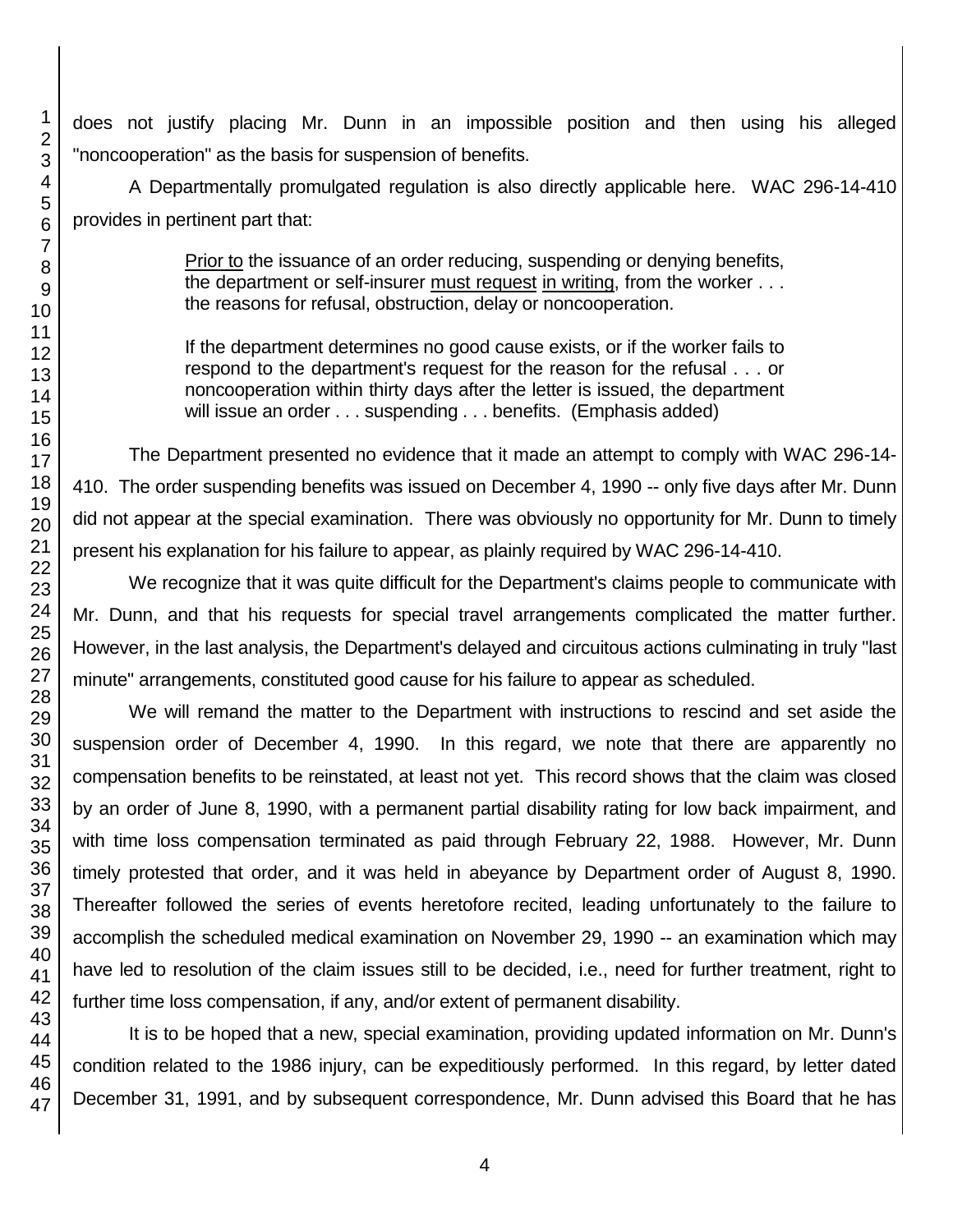does not justify placing Mr. Dunn in an impossible position and then using his alleged "noncooperation" as the basis for suspension of benefits.

A Departmentally promulgated regulation is also directly applicable here. WAC 296-14-410 provides in pertinent part that:

> Prior to the issuance of an order reducing, suspending or denying benefits, the department or self-insurer must request in writing, from the worker . . . the reasons for refusal, obstruction, delay or noncooperation.
>
> If the department determines no good cause exists, or if the worker fails to respond to the department's request for the reason for the refusal . . . or noncooperation within thirty days after the letter is issued, the department will issue an order . . . suspending . . . benefits. (Emphasis added)

The Department presented no evidence that it made an attempt to comply with WAC 296-14-410. The order suspending benefits was issued on December 4, 1990 -- only five days after Mr. Dunn did not appear at the special examination. There was obviously no opportunity for Mr. Dunn to timely present his explanation for his failure to appear, as plainly required by WAC 296-14-410.

We recognize that it was quite difficult for the Department's claims people to communicate with Mr. Dunn, and that his requests for special travel arrangements complicated the matter further. However, in the last analysis, the Department's delayed and circuitous actions culminating in truly "last minute" arrangements, constituted good cause for his failure to appear as scheduled.

We will remand the matter to the Department with instructions to rescind and set aside the suspension order of December 4, 1990. In this regard, we note that there are apparently no compensation benefits to be reinstated, at least not yet. This record shows that the claim was closed by an order of June 8, 1990, with a permanent partial disability rating for low back impairment, and with time loss compensation terminated as paid through February 22, 1988. However, Mr. Dunn timely protested that order, and it was held in abeyance by Department order of August 8, 1990. Thereafter followed the series of events heretofore recited, leading unfortunately to the failure to accomplish the scheduled medical examination on November 29, 1990 -- an examination which may have led to resolution of the claim issues still to be decided, i.e., need for further treatment, right to further time loss compensation, if any, and/or extent of permanent disability.

It is to be hoped that a new, special examination, providing updated information on Mr. Dunn's condition related to the 1986 injury, can be expeditiously performed. In this regard, by letter dated December 31, 1991, and by subsequent correspondence, Mr. Dunn advised this Board that he has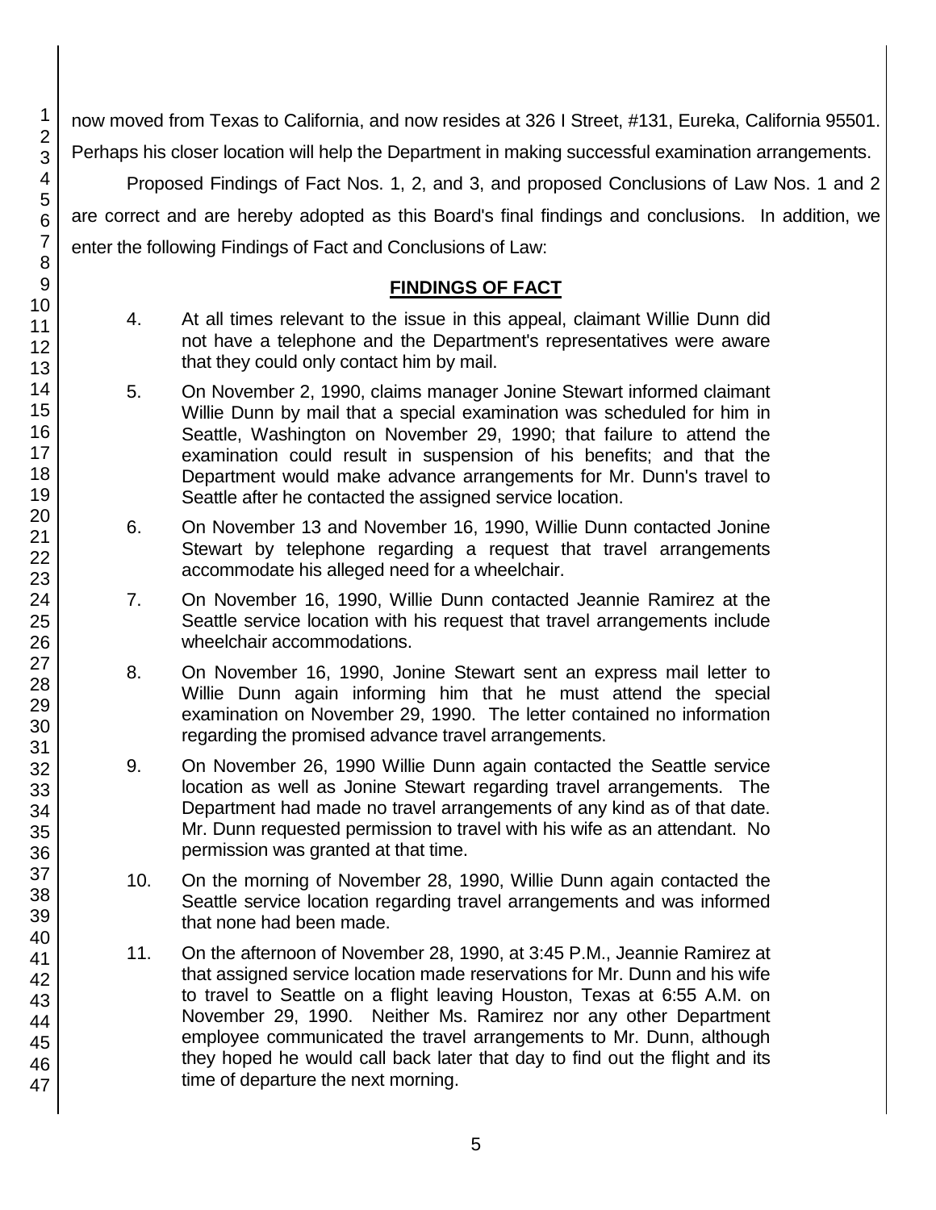now moved from Texas to California, and now resides at 326 I Street, #131, Eureka, California 95501. Perhaps his closer location will help the Department in making successful examination arrangements.

Proposed Findings of Fact Nos. 1, 2, and 3, and proposed Conclusions of Law Nos. 1 and 2 are correct and are hereby adopted as this Board's final findings and conclusions. In addition, we enter the following Findings of Fact and Conclusions of Law:

## FINDINGS OF FACT

4. At all times relevant to the issue in this appeal, claimant Willie Dunn did not have a telephone and the Department's representatives were aware that they could only contact him by mail.

5. On November 2, 1990, claims manager Jonine Stewart informed claimant Willie Dunn by mail that a special examination was scheduled for him in Seattle, Washington on November 29, 1990; that failure to attend the examination could result in suspension of his benefits; and that the Department would make advance arrangements for Mr. Dunn's travel to Seattle after he contacted the assigned service location.

6. On November 13 and November 16, 1990, Willie Dunn contacted Jonine Stewart by telephone regarding a request that travel arrangements accommodate his alleged need for a wheelchair.

7. On November 16, 1990, Willie Dunn contacted Jeannie Ramirez at the Seattle service location with his request that travel arrangements include wheelchair accommodations.

8. On November 16, 1990, Jonine Stewart sent an express mail letter to Willie Dunn again informing him that he must attend the special examination on November 29, 1990. The letter contained no information regarding the promised advance travel arrangements.

9. On November 26, 1990 Willie Dunn again contacted the Seattle service location as well as Jonine Stewart regarding travel arrangements. The Department had made no travel arrangements of any kind as of that date. Mr. Dunn requested permission to travel with his wife as an attendant. No permission was granted at that time.

10. On the morning of November 28, 1990, Willie Dunn again contacted the Seattle service location regarding travel arrangements and was informed that none had been made.

11. On the afternoon of November 28, 1990, at 3:45 P.M., Jeannie Ramirez at that assigned service location made reservations for Mr. Dunn and his wife to travel to Seattle on a flight leaving Houston, Texas at 6:55 A.M. on November 29, 1990. Neither Ms. Ramirez nor any other Department employee communicated the travel arrangements to Mr. Dunn, although they hoped he would call back later that day to find out the flight and its time of departure the next morning.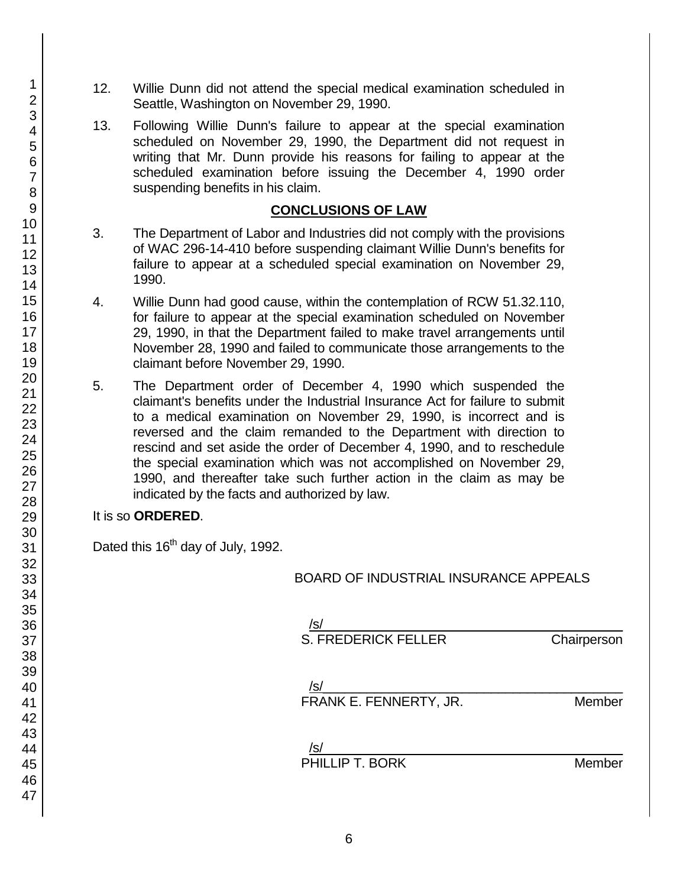12. Willie Dunn did not attend the special medical examination scheduled in Seattle, Washington on November 29, 1990.

13. Following Willie Dunn's failure to appear at the special examination scheduled on November 29, 1990, the Department did not request in writing that Mr. Dunn provide his reasons for failing to appear at the scheduled examination before issuing the December 4, 1990 order suspending benefits in his claim.

## CONCLUSIONS OF LAW

3. The Department of Labor and Industries did not comply with the provisions of WAC 296-14-410 before suspending claimant Willie Dunn's benefits for failure to appear at a scheduled special examination on November 29, 1990.

4. Willie Dunn had good cause, within the contemplation of RCW 51.32.110, for failure to appear at the special examination scheduled on November 29, 1990, in that the Department failed to make travel arrangements until November 28, 1990 and failed to communicate those arrangements to the claimant before November 29, 1990.

5. The Department order of December 4, 1990 which suspended the claimant's benefits under the Industrial Insurance Act for failure to submit to a medical examination on November 29, 1990, is incorrect and is reversed and the claim remanded to the Department with direction to rescind and set aside the order of December 4, 1990, and to reschedule the special examination which was not accomplished on November 29, 1990, and thereafter take such further action in the claim as may be indicated by the facts and authorized by law.

It is so **ORDERED**.

Dated this 16th day of July, 1992.

BOARD OF INDUSTRIAL INSURANCE APPEALS

/s/
S. FREDERICK FELLER Chairperson

/s/
FRANK E. FENNERTY, JR. Member

/s/
PHILLIP T. BORK Member